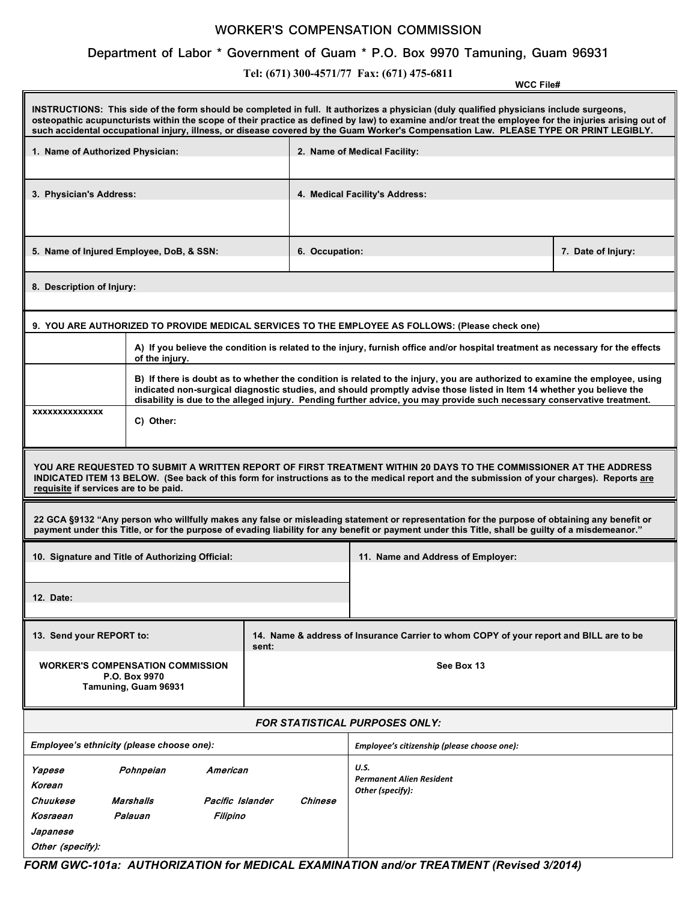# WORKER'S COMPENSATION COMMISSION

## Department of Labor * Government of Guam * P.O. Box 9970 Tamuning, Guam 96931

**Tel: (671) 300-4571/77 Fax: (671) 475-6811**

**WCC File#**

**INSTRUCTIONS: This side of the form should be completed in full. It authorizes a physician (duly qualified physicians include surgeons, osteopathic acupuncturists within the scope of their practice as defined by law) to examine and/or treat the employee for the injuries arising out of such accidental occupational injury, illness, or disease covered by the Guam Worker's Compensation Law. PLEASE TYPE OR PRINT LEGIBLY.**

| **1. Name of Authorized Physician:** | **2. Name of Medical Facility:** | |
|---|---|---|
| | | |
| **3. Physician's Address:** | **4. Medical Facility's Address:** | |
| | | |
| **5. Name of Injured Employee, DoB, & SSN:** | **6. Occupation:** | **7. Date of Injury:** |
| | | |

**8. Description of Injury:**

**9. YOU ARE AUTHORIZED TO PROVIDE MEDICAL SERVICES TO THE EMPLOYEE AS FOLLOWS: (Please check one)**

| | |
|---|---|
| | **A) If you believe the condition is related to the injury, furnish office and/or hospital treatment as necessary for the effects of the injury.** |
| | **B) If there is doubt as to whether the condition is related to the injury, you are authorized to examine the employee, using indicated non-surgical diagnostic studies, and should promptly advise those listed in Item 14 whether you believe the disability is due to the alleged injury. Pending further advice, you may provide such necessary conservative treatment.** |
| **xxxxxxxxxxxxxx** | **C) Other:** |

**YOU ARE REQUESTED TO SUBMIT A WRITTEN REPORT OF FIRST TREATMENT WITHIN 20 DAYS TO THE COMMISSIONER AT THE ADDRESS INDICATED ITEM 13 BELOW. (See back of this form for instructions as to the medical report and the submission of your charges). Reports <u>are requisite</u> if services are to be paid.**

**22 GCA §9132 "Any person who willfully makes any false or misleading statement or representation for the purpose of obtaining any benefit or payment under this Title, or for the purpose of evading liability for any benefit or payment under this Title, shall be guilty of a misdemeanor."**

| **10. Signature and Title of Authorizing Official:** | **11. Name and Address of Employer:** |
|---|---|
| | |
| **12. Date:** | |

| **13. Send your REPORT to:** | **14. Name & address of Insurance Carrier to whom COPY of your report and BILL are to be sent:** |
|---|---|
| **WORKER'S COMPENSATION COMMISSION**<br>**P.O. Box 9970**<br>**Tamuning, Guam 96931** | **See Box 13** |

***FOR STATISTICAL PURPOSES ONLY:***

| *Employee's ethnicity (please choose one):* | *Employee's citizenship (please choose one):* |
|---|---|
| *Yapese* *Pohnpeian* *American*<br>*Korean*<br>*Chuukese* *Marshalls* *Pacific Islander* *Chinese*<br>*Kosraean* *Palauan* *Filipino*<br>*Japanese*<br>*Other (specify):* | *U.S.*<br>*Permanent Alien Resident*<br>*Other (specify):* |

***FORM GWC-101a: AUTHORIZATION for MEDICAL EXAMINATION and/or TREATMENT (Revised 3/2014)***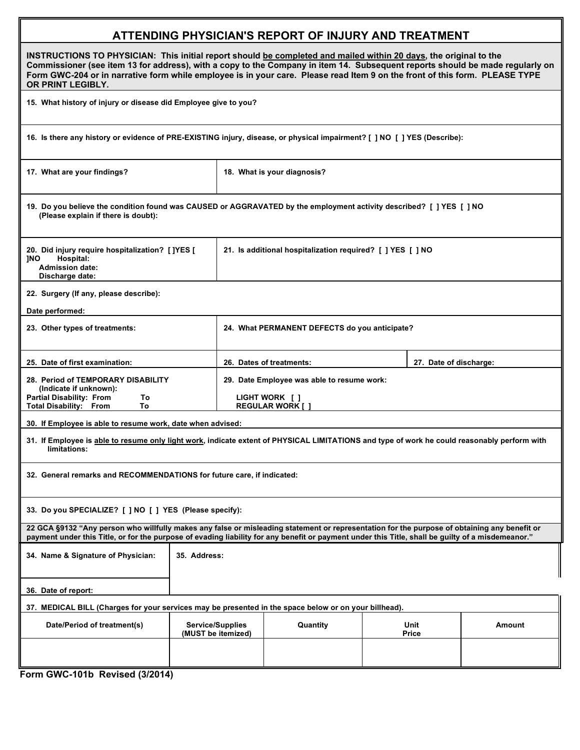# ATTENDING PHYSICIAN'S REPORT OF INJURY AND TREATMENT

**INSTRUCTIONS TO PHYSICIAN: This initial report should be completed and mailed within 20 days, the original to the Commissioner (see item 13 for address), with a copy to the Company in item 14. Subsequent reports should be made regularly on Form GWC-204 or in narrative form while employee is in your care. Please read Item 9 on the front of this form. PLEASE TYPE OR PRINT LEGIBLY.**

**15. What history of injury or disease did Employee give to you?**

**16. Is there any history or evidence of PRE-EXISTING injury, disease, or physical impairment? [ ] NO [ ] YES (Describe):**

**17. What are your findings?**

**18. What is your diagnosis?**

**19. Do you believe the condition found was CAUSED or AGGRAVATED by the employment activity described? [ ] YES [ ] NO (Please explain if there is doubt):**

**20. Did injury require hospitalization? [ ]YES [ ]NO Hospital:**
**Admission date:**
**Discharge date:**

**21. Is additional hospitalization required? [ ] YES [ ] NO**

**22. Surgery (If any, please describe):**

**Date performed:**

**23. Other types of treatments:**

**24. What PERMANENT DEFECTS do you anticipate?**

**25. Date of first examination:**

**26. Dates of treatments:**

**27. Date of discharge:**

**28. Period of TEMPORARY DISABILITY (Indicate if unknown):**
**Partial Disability: From To**
**Total Disability: From To**

**29. Date Employee was able to resume work:**
**LIGHT WORK [ ]**
**REGULAR WORK [ ]**

**30. If Employee is able to resume work, date when advised:**

**31. If Employee is able to resume only light work, indicate extent of PHYSICAL LIMITATIONS and type of work he could reasonably perform with limitations:**

**32. General remarks and RECOMMENDATIONS for future care, if indicated:**

**33. Do you SPECIALIZE? [ ] NO [ ] YES (Please specify):**

**22 GCA §9132 "Any person who willfully makes any false or misleading statement or representation for the purpose of obtaining any benefit or payment under this Title, or for the purpose of evading liability for any benefit or payment under this Title, shall be guilty of a misdemeanor."**

**34. Name & Signature of Physician:**

**35. Address:**

**36. Date of report:**

**37. MEDICAL BILL (Charges for your services may be presented in the space below or on your billhead).**

| Date/Period of treatment(s) | Service/Supplies (MUST be itemized) | Quantity | Unit Price | Amount |
|---|---|---|---|---|
| | | | | |

**Form GWC-101b Revised (3/2014)**